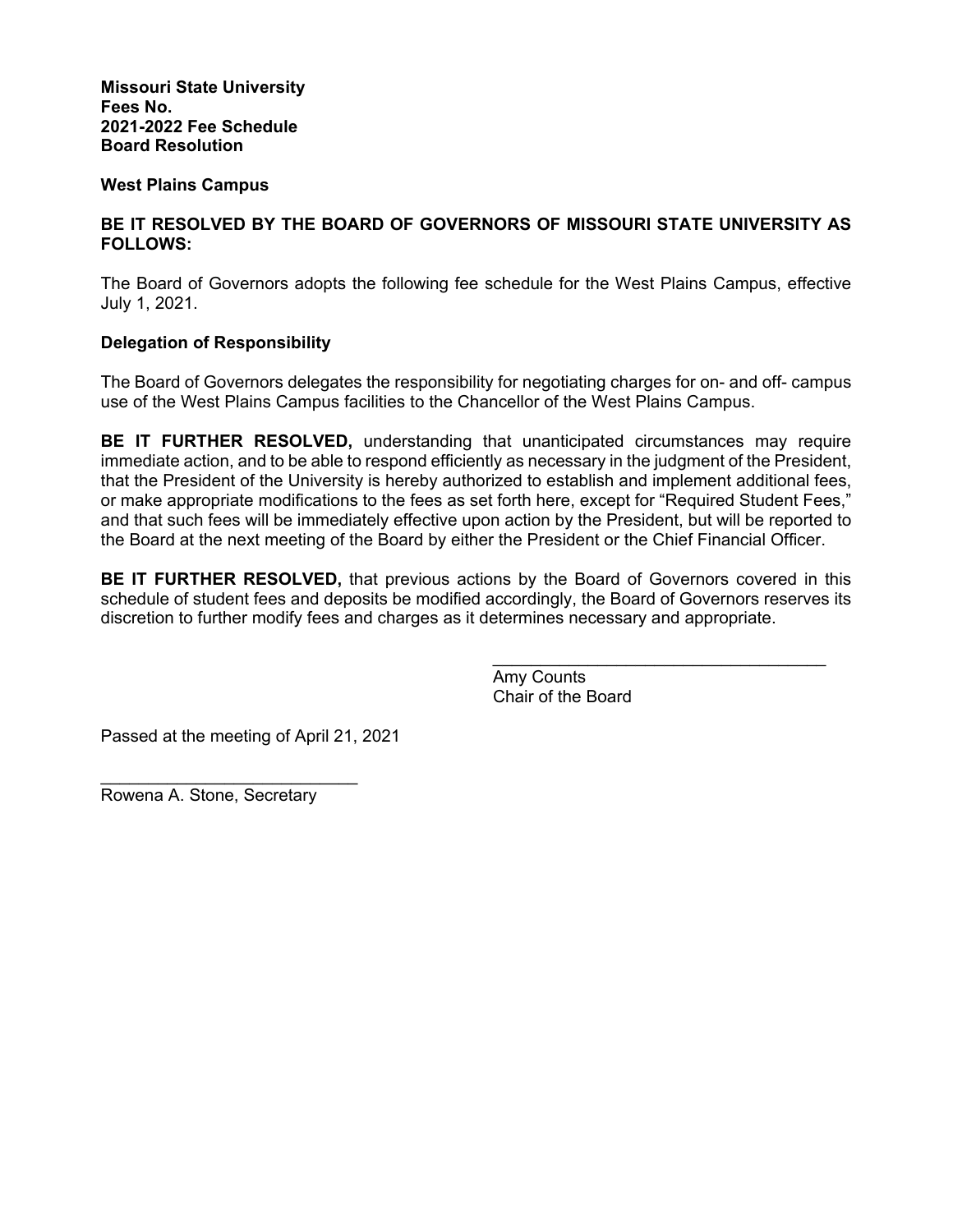**Missouri State University**
**Fees No.**
**2021-2022 Fee Schedule**
**Board Resolution**

**West Plains Campus**

**BE IT RESOLVED BY THE BOARD OF GOVERNORS OF MISSOURI STATE UNIVERSITY AS FOLLOWS:**

The Board of Governors adopts the following fee schedule for the West Plains Campus, effective July 1, 2021.

**Delegation of Responsibility**

The Board of Governors delegates the responsibility for negotiating charges for on- and off- campus use of the West Plains Campus facilities to the Chancellor of the West Plains Campus.

**BE IT FURTHER RESOLVED,** understanding that unanticipated circumstances may require immediate action, and to be able to respond efficiently as necessary in the judgment of the President, that the President of the University is hereby authorized to establish and implement additional fees, or make appropriate modifications to the fees as set forth here, except for "Required Student Fees," and that such fees will be immediately effective upon action by the President, but will be reported to the Board at the next meeting of the Board by either the President or the Chief Financial Officer.

**BE IT FURTHER RESOLVED,** that previous actions by the Board of Governors covered in this schedule of student fees and deposits be modified accordingly, the Board of Governors reserves its discretion to further modify fees and charges as it determines necessary and appropriate.

___________________________________
Amy Counts
Chair of the Board

Passed at the meeting of April 21, 2021

___________________________
Rowena A. Stone, Secretary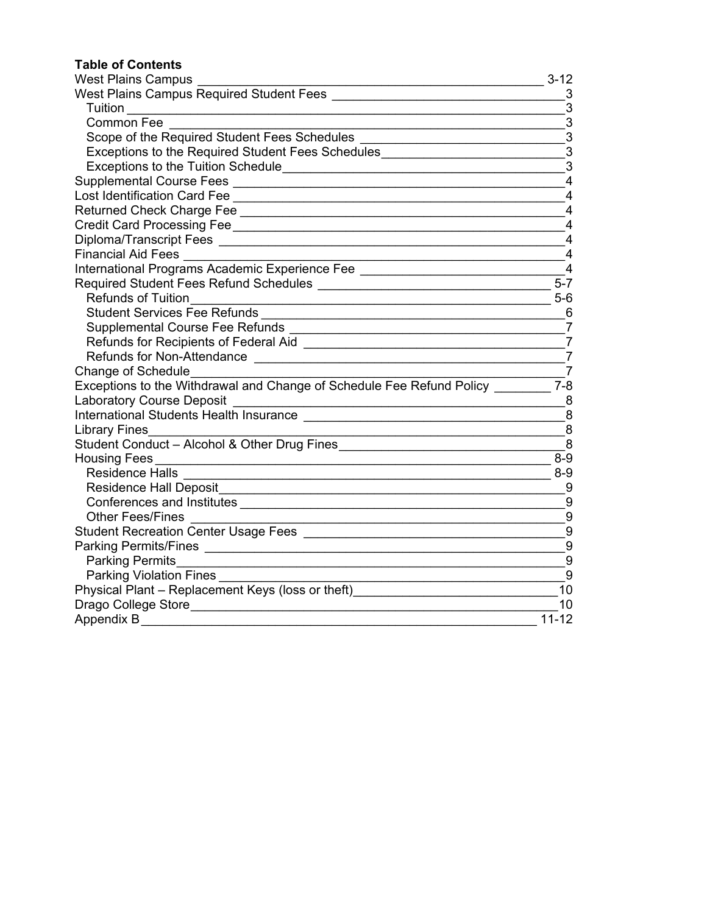**Table of Contents**

| Section | Page |
|---|---|
| West Plains Campus | 3-12 |
| West Plains Campus Required Student Fees | 3 |
| Tuition | 3 |
| Common Fee | 3 |
| Scope of the Required Student Fees Schedules | 3 |
| Exceptions to the Required Student Fees Schedules | 3 |
| Exceptions to the Tuition Schedule | 3 |
| Supplemental Course Fees | 4 |
| Lost Identification Card Fee | 4 |
| Returned Check Charge Fee | 4 |
| Credit Card Processing Fee | 4 |
| Diploma/Transcript Fees | 4 |
| Financial Aid Fees | 4 |
| International Programs Academic Experience Fee | 4 |
| Required Student Fees Refund Schedules | 5-7 |
| Refunds of Tuition | 5-6 |
| Student Services Fee Refunds | 6 |
| Supplemental Course Fee Refunds | 7 |
| Refunds for Recipients of Federal Aid | 7 |
| Refunds for Non-Attendance | 7 |
| Change of Schedule | 7 |
| Exceptions to the Withdrawal and Change of Schedule Fee Refund Policy | 7-8 |
| Laboratory Course Deposit | 8 |
| International Students Health Insurance | 8 |
| Library Fines | 8 |
| Student Conduct – Alcohol & Other Drug Fines | 8 |
| Housing Fees | 8-9 |
| Residence Halls | 8-9 |
| Residence Hall Deposit | 9 |
| Conferences and Institutes | 9 |
| Other Fees/Fines | 9 |
| Student Recreation Center Usage Fees | 9 |
| Parking Permits/Fines | 9 |
| Parking Permits | 9 |
| Parking Violation Fines | 9 |
| Physical Plant – Replacement Keys (loss or theft) | 10 |
| Drago College Store | 10 |
| Appendix B | 11-12 |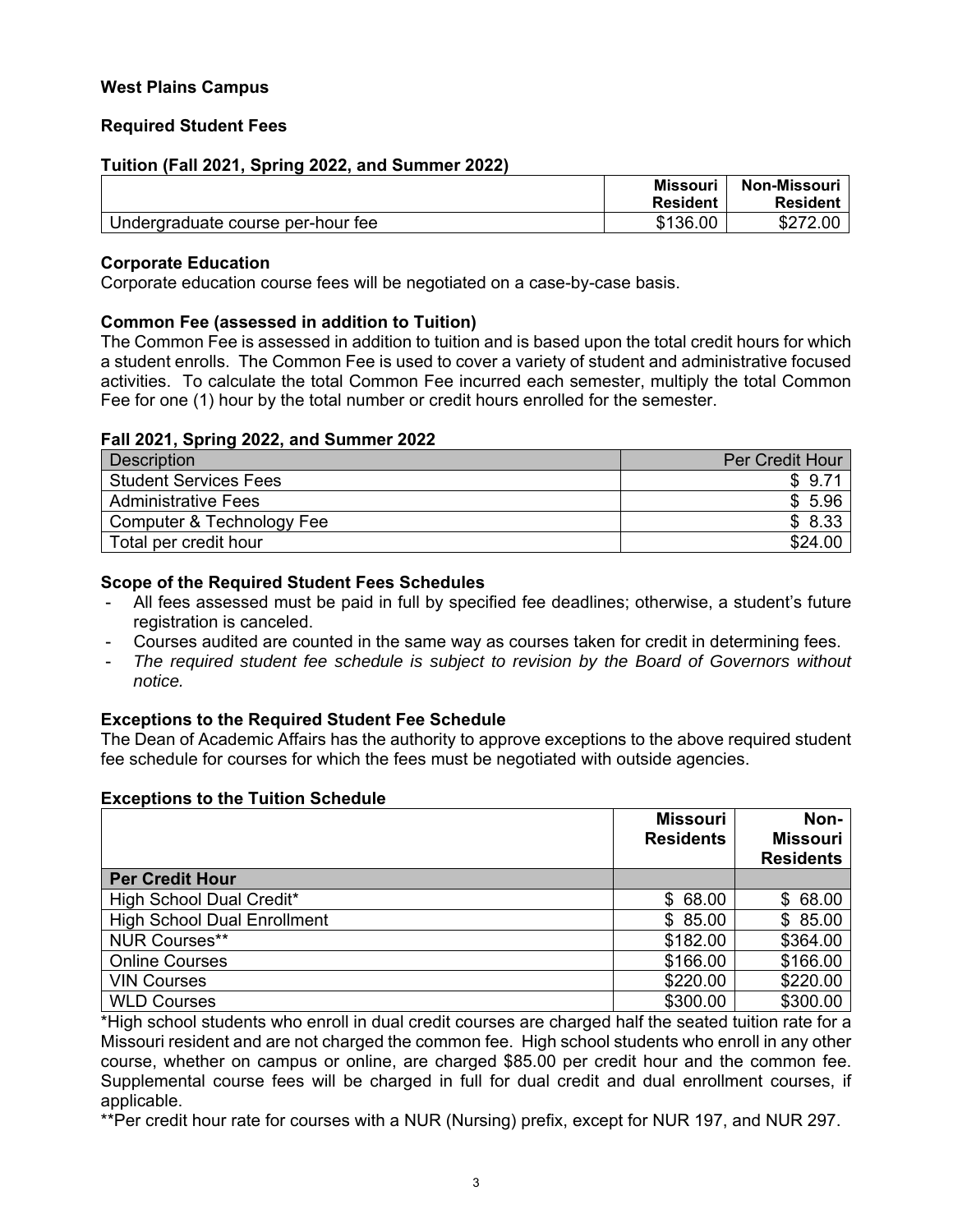**West Plains Campus**

**Required Student Fees**

**Tuition (Fall 2021, Spring 2022, and Summer 2022)**

| | Missouri Resident | Non-Missouri Resident |
|---|---|---|
| Undergraduate course per-hour fee | $136.00 | $272.00 |

**Corporate Education**

Corporate education course fees will be negotiated on a case-by-case basis.

**Common Fee (assessed in addition to Tuition)**

The Common Fee is assessed in addition to tuition and is based upon the total credit hours for which a student enrolls. The Common Fee is used to cover a variety of student and administrative focused activities. To calculate the total Common Fee incurred each semester, multiply the total Common Fee for one (1) hour by the total number or credit hours enrolled for the semester.

**Fall 2021, Spring 2022, and Summer 2022**

| Description | Per Credit Hour |
|---|---|
| Student Services Fees | $ 9.71 |
| Administrative Fees | $ 5.96 |
| Computer & Technology Fee | $ 8.33 |
| Total per credit hour | $24.00 |

**Scope of the Required Student Fees Schedules**

- All fees assessed must be paid in full by specified fee deadlines; otherwise, a student's future registration is canceled.
- Courses audited are counted in the same way as courses taken for credit in determining fees.
- *The required student fee schedule is subject to revision by the Board of Governors without notice.*

**Exceptions to the Required Student Fee Schedule**

The Dean of Academic Affairs has the authority to approve exceptions to the above required student fee schedule for courses for which the fees must be negotiated with outside agencies.

**Exceptions to the Tuition Schedule**

| | Missouri Residents | Non-Missouri Residents |
|---|---|---|
| **Per Credit Hour** | | |
| High School Dual Credit* | $ 68.00 | $ 68.00 |
| High School Dual Enrollment | $ 85.00 | $ 85.00 |
| NUR Courses** | $182.00 | $364.00 |
| Online Courses | $166.00 | $166.00 |
| VIN Courses | $220.00 | $220.00 |
| WLD Courses | $300.00 | $300.00 |

*High school students who enroll in dual credit courses are charged half the seated tuition rate for a Missouri resident and are not charged the common fee. High school students who enroll in any other course, whether on campus or online, are charged $85.00 per credit hour and the common fee. Supplemental course fees will be charged in full for dual credit and dual enrollment courses, if applicable.

**Per credit hour rate for courses with a NUR (Nursing) prefix, except for NUR 197, and NUR 297.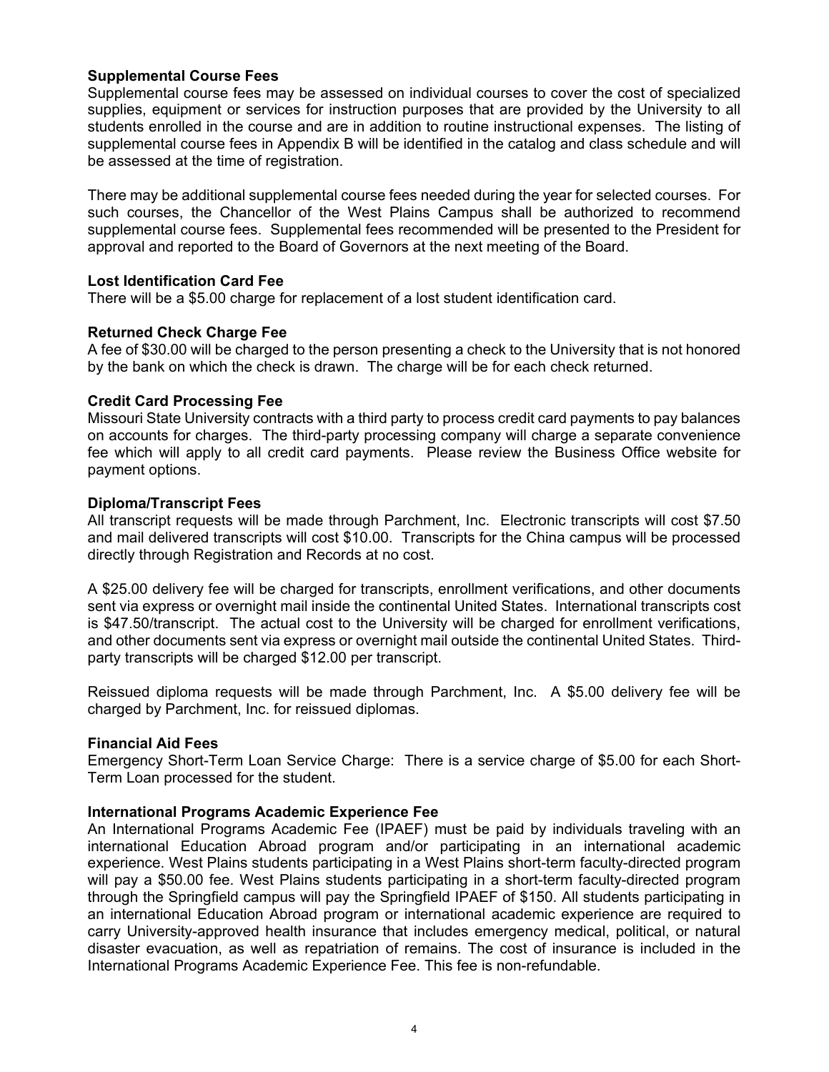**Supplemental Course Fees**

Supplemental course fees may be assessed on individual courses to cover the cost of specialized supplies, equipment or services for instruction purposes that are provided by the University to all students enrolled in the course and are in addition to routine instructional expenses. The listing of supplemental course fees in Appendix B will be identified in the catalog and class schedule and will be assessed at the time of registration.

There may be additional supplemental course fees needed during the year for selected courses. For such courses, the Chancellor of the West Plains Campus shall be authorized to recommend supplemental course fees. Supplemental fees recommended will be presented to the President for approval and reported to the Board of Governors at the next meeting of the Board.

**Lost Identification Card Fee**

There will be a $5.00 charge for replacement of a lost student identification card.

**Returned Check Charge Fee**

A fee of $30.00 will be charged to the person presenting a check to the University that is not honored by the bank on which the check is drawn. The charge will be for each check returned.

**Credit Card Processing Fee**

Missouri State University contracts with a third party to process credit card payments to pay balances on accounts for charges. The third-party processing company will charge a separate convenience fee which will apply to all credit card payments. Please review the Business Office website for payment options.

**Diploma/Transcript Fees**

All transcript requests will be made through Parchment, Inc. Electronic transcripts will cost $7.50 and mail delivered transcripts will cost $10.00. Transcripts for the China campus will be processed directly through Registration and Records at no cost.

A $25.00 delivery fee will be charged for transcripts, enrollment verifications, and other documents sent via express or overnight mail inside the continental United States. International transcripts cost is $47.50/transcript. The actual cost to the University will be charged for enrollment verifications, and other documents sent via express or overnight mail outside the continental United States. Third-party transcripts will be charged $12.00 per transcript.

Reissued diploma requests will be made through Parchment, Inc. A $5.00 delivery fee will be charged by Parchment, Inc. for reissued diplomas.

**Financial Aid Fees**

Emergency Short-Term Loan Service Charge: There is a service charge of $5.00 for each Short-Term Loan processed for the student.

**International Programs Academic Experience Fee**

An International Programs Academic Fee (IPAEF) must be paid by individuals traveling with an international Education Abroad program and/or participating in an international academic experience. West Plains students participating in a West Plains short-term faculty-directed program will pay a $50.00 fee. West Plains students participating in a short-term faculty-directed program through the Springfield campus will pay the Springfield IPAEF of $150. All students participating in an international Education Abroad program or international academic experience are required to carry University-approved health insurance that includes emergency medical, political, or natural disaster evacuation, as well as repatriation of remains. The cost of insurance is included in the International Programs Academic Experience Fee. This fee is non-refundable.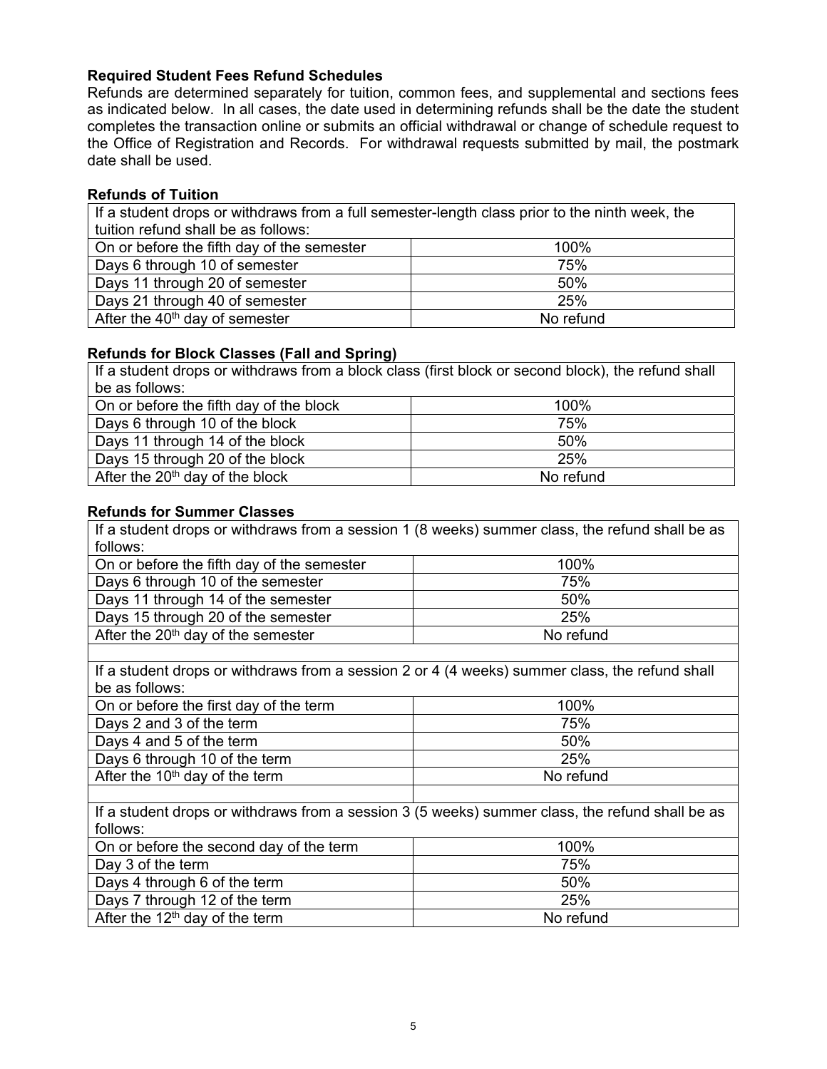**Required Student Fees Refund Schedules**

Refunds are determined separately for tuition, common fees, and supplemental and sections fees as indicated below. In all cases, the date used in determining refunds shall be the date the student completes the transaction online or submits an official withdrawal or change of schedule request to the Office of Registration and Records. For withdrawal requests submitted by mail, the postmark date shall be used.

**Refunds of Tuition**

| If a student drops or withdraws from a full semester-length class prior to the ninth week, the tuition refund shall be as follows: | |
|---|---|
| On or before the fifth day of the semester | 100% |
| Days 6 through 10 of semester | 75% |
| Days 11 through 20 of semester | 50% |
| Days 21 through 40 of semester | 25% |
| After the 40th day of semester | No refund |

**Refunds for Block Classes (Fall and Spring)**

| If a student drops or withdraws from a block class (first block or second block), the refund shall be as follows: | |
|---|---|
| On or before the fifth day of the block | 100% |
| Days 6 through 10 of the block | 75% |
| Days 11 through 14 of the block | 50% |
| Days 15 through 20 of the block | 25% |
| After the 20th day of the block | No refund |

**Refunds for Summer Classes**

| If a student drops or withdraws from a session 1 (8 weeks) summer class, the refund shall be as follows: | |
|---|---|
| On or before the fifth day of the semester | 100% |
| Days 6 through 10 of the semester | 75% |
| Days 11 through 14 of the semester | 50% |
| Days 15 through 20 of the semester | 25% |
| After the 20th day of the semester | No refund |
| | |
| If a student drops or withdraws from a session 2 or 4 (4 weeks) summer class, the refund shall be as follows: | |
| On or before the first day of the term | 100% |
| Days 2 and 3 of the term | 75% |
| Days 4 and 5 of the term | 50% |
| Days 6 through 10 of the term | 25% |
| After the 10th day of the term | No refund |
| | |
| If a student drops or withdraws from a session 3 (5 weeks) summer class, the refund shall be as follows: | |
| On or before the second day of the term | 100% |
| Day 3 of the term | 75% |
| Days 4 through 6 of the term | 50% |
| Days 7 through 12 of the term | 25% |
| After the 12th day of the term | No refund |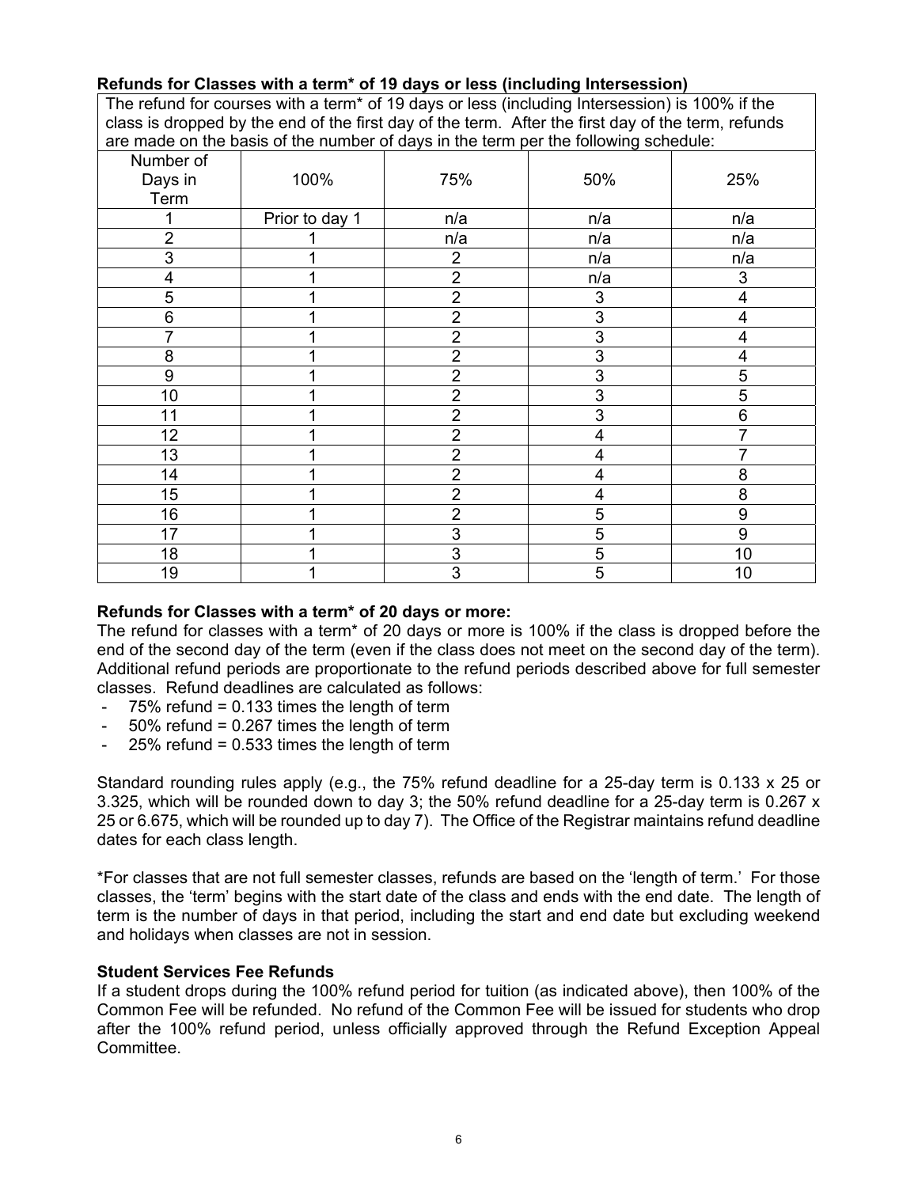### Refunds for Classes with a term* of 19 days or less (including Intersession)

The refund for courses with a term* of 19 days or less (including Intersession) is 100% if the class is dropped by the end of the first day of the term. After the first day of the term, refunds are made on the basis of the number of days in the term per the following schedule:

| Number of Days in Term | 100% | 75% | 50% | 25% |
|---|---|---|---|---|
| 1 | Prior to day 1 | n/a | n/a | n/a |
| 2 | 1 | n/a | n/a | n/a |
| 3 | 1 | 2 | n/a | n/a |
| 4 | 1 | 2 | n/a | 3 |
| 5 | 1 | 2 | 3 | 4 |
| 6 | 1 | 2 | 3 | 4 |
| 7 | 1 | 2 | 3 | 4 |
| 8 | 1 | 2 | 3 | 4 |
| 9 | 1 | 2 | 3 | 5 |
| 10 | 1 | 2 | 3 | 5 |
| 11 | 1 | 2 | 3 | 6 |
| 12 | 1 | 2 | 4 | 7 |
| 13 | 1 | 2 | 4 | 7 |
| 14 | 1 | 2 | 4 | 8 |
| 15 | 1 | 2 | 4 | 8 |
| 16 | 1 | 2 | 5 | 9 |
| 17 | 1 | 3 | 5 | 9 |
| 18 | 1 | 3 | 5 | 10 |
| 19 | 1 | 3 | 5 | 10 |

### Refunds for Classes with a term* of 20 days or more:

The refund for classes with a term* of 20 days or more is 100% if the class is dropped before the end of the second day of the term (even if the class does not meet on the second day of the term). Additional refund periods are proportionate to the refund periods described above for full semester classes. Refund deadlines are calculated as follows:

- 75% refund = 0.133 times the length of term
- 50% refund = 0.267 times the length of term
- 25% refund = 0.533 times the length of term

Standard rounding rules apply (e.g., the 75% refund deadline for a 25-day term is 0.133 x 25 or 3.325, which will be rounded down to day 3; the 50% refund deadline for a 25-day term is 0.267 x 25 or 6.675, which will be rounded up to day 7). The Office of the Registrar maintains refund deadline dates for each class length.

*For classes that are not full semester classes, refunds are based on the 'length of term.' For those classes, the 'term' begins with the start date of the class and ends with the end date. The length of term is the number of days in that period, including the start and end date but excluding weekend and holidays when classes are not in session.

### Student Services Fee Refunds

If a student drops during the 100% refund period for tuition (as indicated above), then 100% of the Common Fee will be refunded. No refund of the Common Fee will be issued for students who drop after the 100% refund period, unless officially approved through the Refund Exception Appeal Committee.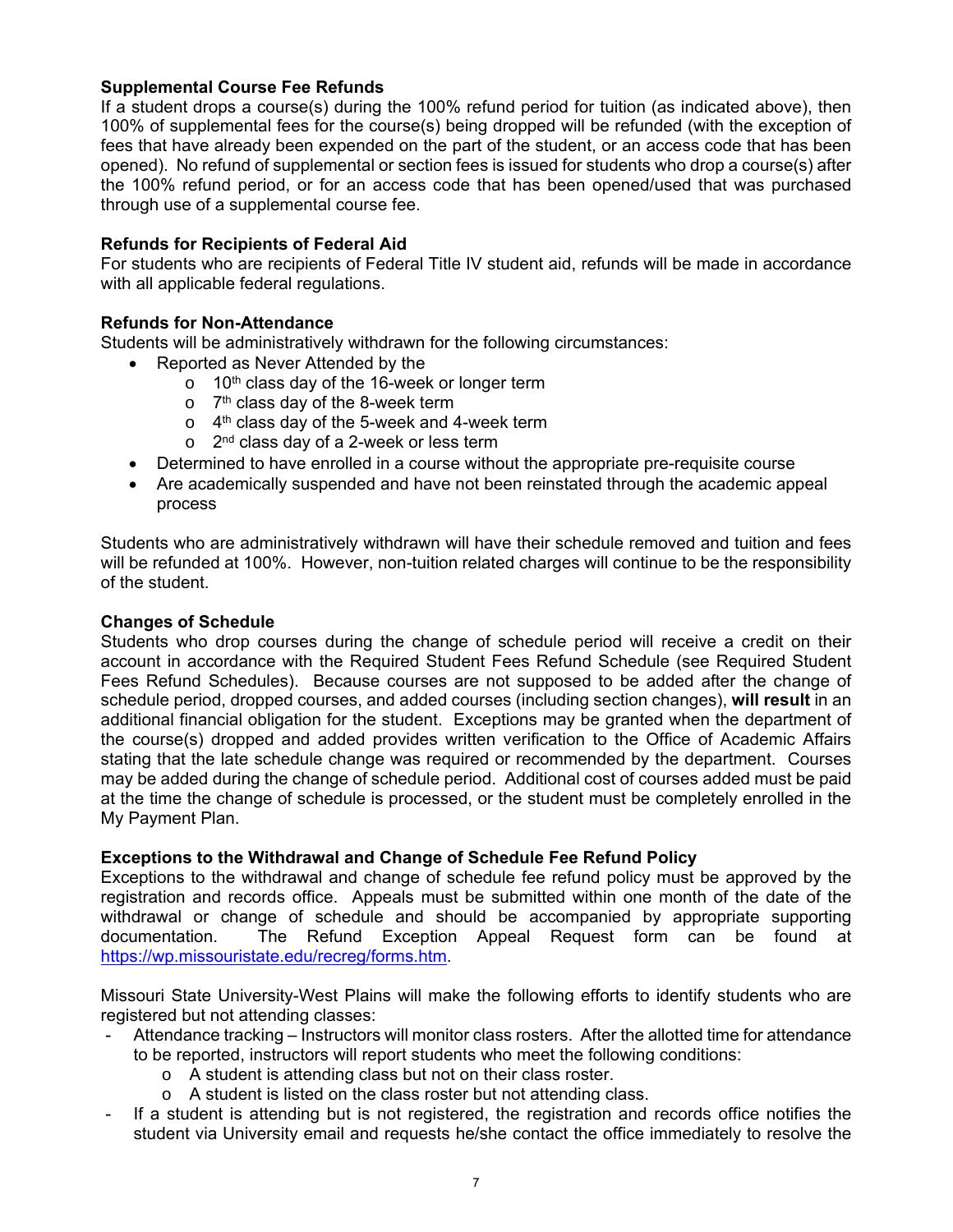### Supplemental Course Fee Refunds

If a student drops a course(s) during the 100% refund period for tuition (as indicated above), then 100% of supplemental fees for the course(s) being dropped will be refunded (with the exception of fees that have already been expended on the part of the student, or an access code that has been opened). No refund of supplemental or section fees is issued for students who drop a course(s) after the 100% refund period, or for an access code that has been opened/used that was purchased through use of a supplemental course fee.

### Refunds for Recipients of Federal Aid

For students who are recipients of Federal Title IV student aid, refunds will be made in accordance with all applicable federal regulations.

### Refunds for Non-Attendance

Students will be administratively withdrawn for the following circumstances:

- Reported as Never Attended by the
  - 10th class day of the 16-week or longer term
  - 7th class day of the 8-week term
  - 4th class day of the 5-week and 4-week term
  - 2nd class day of a 2-week or less term
- Determined to have enrolled in a course without the appropriate pre-requisite course
- Are academically suspended and have not been reinstated through the academic appeal process

Students who are administratively withdrawn will have their schedule removed and tuition and fees will be refunded at 100%. However, non-tuition related charges will continue to be the responsibility of the student.

### Changes of Schedule

Students who drop courses during the change of schedule period will receive a credit on their account in accordance with the Required Student Fees Refund Schedule (see Required Student Fees Refund Schedules). Because courses are not supposed to be added after the change of schedule period, dropped courses, and added courses (including section changes), **will result** in an additional financial obligation for the student. Exceptions may be granted when the department of the course(s) dropped and added provides written verification to the Office of Academic Affairs stating that the late schedule change was required or recommended by the department. Courses may be added during the change of schedule period. Additional cost of courses added must be paid at the time the change of schedule is processed, or the student must be completely enrolled in the My Payment Plan.

### Exceptions to the Withdrawal and Change of Schedule Fee Refund Policy

Exceptions to the withdrawal and change of schedule fee refund policy must be approved by the registration and records office. Appeals must be submitted within one month of the date of the withdrawal or change of schedule and should be accompanied by appropriate supporting documentation. The Refund Exception Appeal Request form can be found at https://wp.missouristate.edu/recreg/forms.htm.

Missouri State University-West Plains will make the following efforts to identify students who are registered but not attending classes:

- Attendance tracking – Instructors will monitor class rosters. After the allotted time for attendance to be reported, instructors will report students who meet the following conditions:
  - A student is attending class but not on their class roster.
  - A student is listed on the class roster but not attending class.
- If a student is attending but is not registered, the registration and records office notifies the student via University email and requests he/she contact the office immediately to resolve the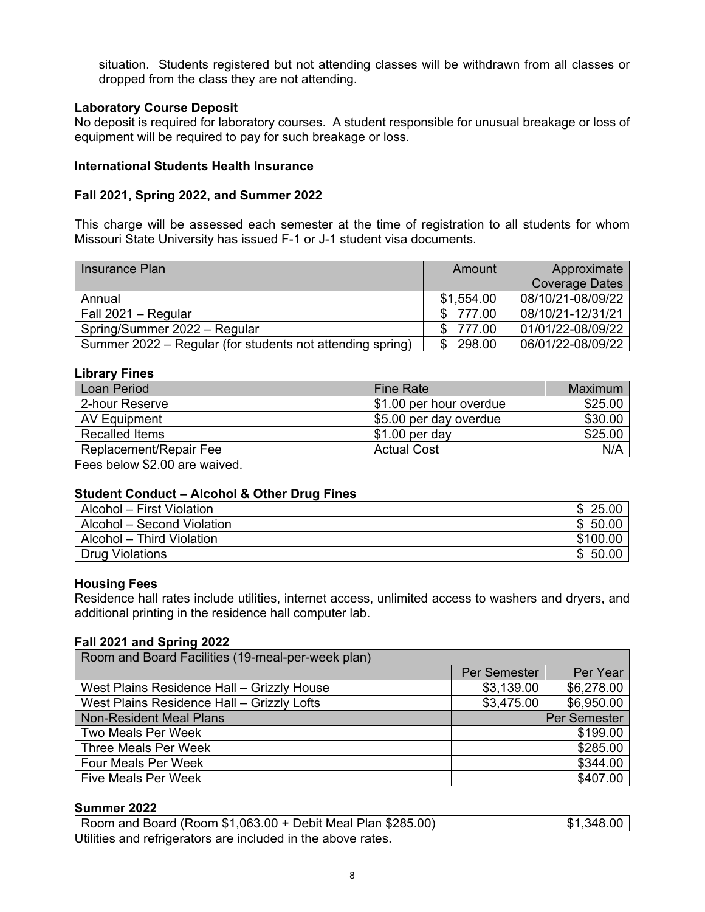situation. Students registered but not attending classes will be withdrawn from all classes or dropped from the class they are not attending.

**Laboratory Course Deposit**

No deposit is required for laboratory courses. A student responsible for unusual breakage or loss of equipment will be required to pay for such breakage or loss.

**International Students Health Insurance**

**Fall 2021, Spring 2022, and Summer 2022**

This charge will be assessed each semester at the time of registration to all students for whom Missouri State University has issued F-1 or J-1 student visa documents.

| Insurance Plan | Amount | Approximate Coverage Dates |
|---|---|---|
| Annual | $1,554.00 | 08/10/21-08/09/22 |
| Fall 2021 – Regular | $ 777.00 | 08/10/21-12/31/21 |
| Spring/Summer 2022 – Regular | $ 777.00 | 01/01/22-08/09/22 |
| Summer 2022 – Regular (for students not attending spring) | $ 298.00 | 06/01/22-08/09/22 |

**Library Fines**

| Loan Period | Fine Rate | Maximum |
|---|---|---|
| 2-hour Reserve | $1.00 per hour overdue | $25.00 |
| AV Equipment | $5.00 per day overdue | $30.00 |
| Recalled Items | $1.00 per day | $25.00 |
| Replacement/Repair Fee | Actual Cost | N/A |

Fees below $2.00 are waived.

**Student Conduct – Alcohol & Other Drug Fines**

| | |
|---|---|
| Alcohol – First Violation | $ 25.00 |
| Alcohol – Second Violation | $ 50.00 |
| Alcohol – Third Violation | $100.00 |
| Drug Violations | $ 50.00 |

**Housing Fees**

Residence hall rates include utilities, internet access, unlimited access to washers and dryers, and additional printing in the residence hall computer lab.

**Fall 2021 and Spring 2022**

| Room and Board Facilities (19-meal-per-week plan) | | |
|---|---|---|
| | Per Semester | Per Year |
| West Plains Residence Hall – Grizzly House | $3,139.00 | $6,278.00 |
| West Plains Residence Hall – Grizzly Lofts | $3,475.00 | $6,950.00 |
| Non-Resident Meal Plans | | Per Semester |
| Two Meals Per Week | | $199.00 |
| Three Meals Per Week | | $285.00 |
| Four Meals Per Week | | $344.00 |
| Five Meals Per Week | | $407.00 |

**Summer 2022**

| | |
|---|---|
| Room and Board (Room $1,063.00 + Debit Meal Plan $285.00) | $1,348.00 |

Utilities and refrigerators are included in the above rates.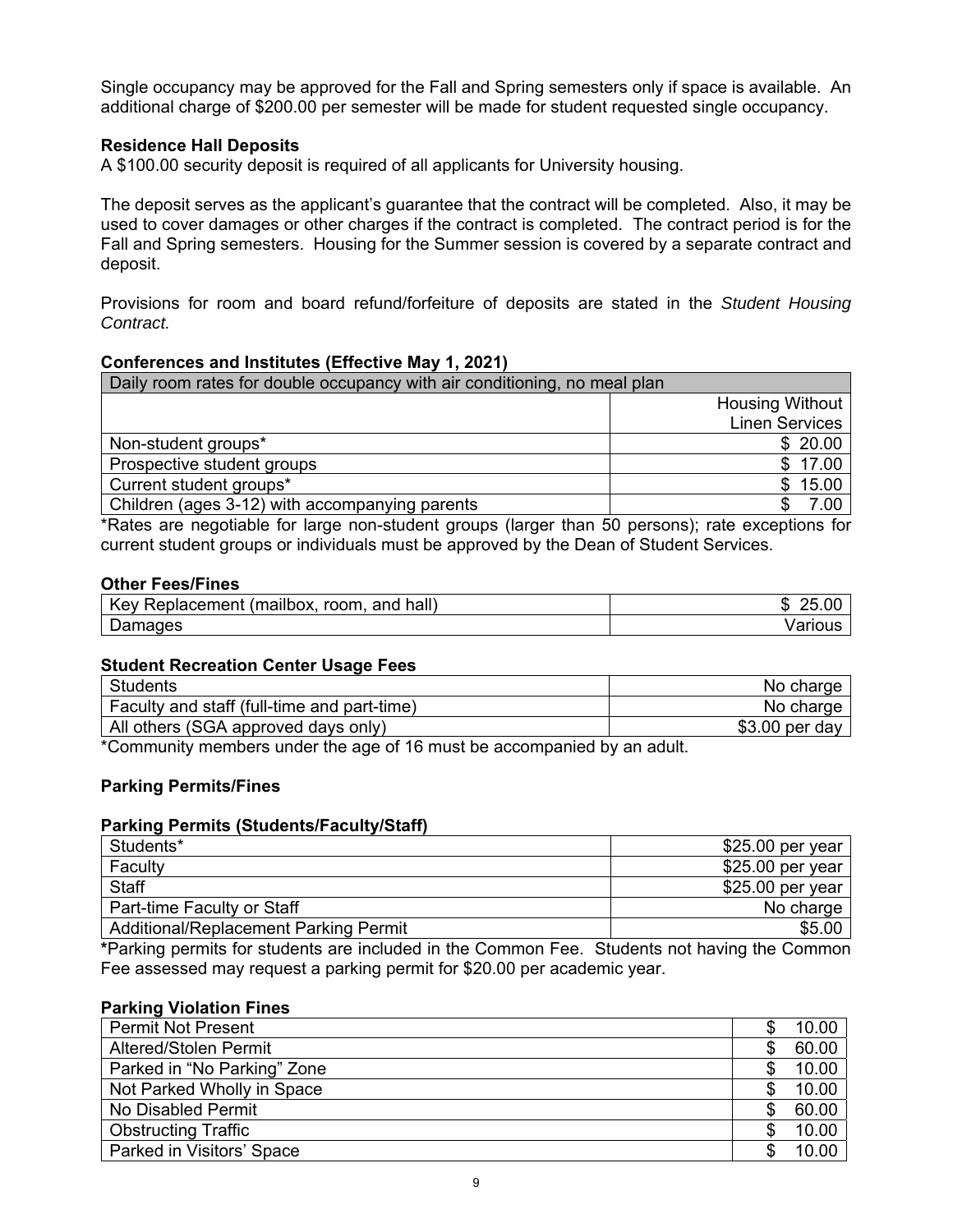Single occupancy may be approved for the Fall and Spring semesters only if space is available. An additional charge of $200.00 per semester will be made for student requested single occupancy.

**Residence Hall Deposits**

A $100.00 security deposit is required of all applicants for University housing.

The deposit serves as the applicant's guarantee that the contract will be completed. Also, it may be used to cover damages or other charges if the contract is completed. The contract period is for the Fall and Spring semesters. Housing for the Summer session is covered by a separate contract and deposit.

Provisions for room and board refund/forfeiture of deposits are stated in the *Student Housing Contract.*

**Conferences and Institutes (Effective May 1, 2021)**

| Daily room rates for double occupancy with air conditioning, no meal plan | |
|---|---|
| | Housing Without Linen Services |
| Non-student groups* | $ 20.00 |
| Prospective student groups | $ 17.00 |
| Current student groups* | $ 15.00 |
| Children (ages 3-12) with accompanying parents | $ 7.00 |

*Rates are negotiable for large non-student groups (larger than 50 persons); rate exceptions for current student groups or individuals must be approved by the Dean of Student Services.

**Other Fees/Fines**

| | |
|---|---|
| Key Replacement (mailbox, room, and hall) | $ 25.00 |
| Damages | Various |

**Student Recreation Center Usage Fees**

| | |
|---|---|
| Students | No charge |
| Faculty and staff (full-time and part-time) | No charge |
| All others (SGA approved days only) | $3.00 per day |

*Community members under the age of 16 must be accompanied by an adult.

**Parking Permits/Fines**

**Parking Permits (Students/Faculty/Staff)**

| | |
|---|---|
| Students* | $25.00 per year |
| Faculty | $25.00 per year |
| Staff | $25.00 per year |
| Part-time Faculty or Staff | No charge |
| Additional/Replacement Parking Permit | $5.00 |

***Parking permits for students are included in the Common Fee. Students not having the Common Fee assessed may request a parking permit for $20.00 per academic year.

**Parking Violation Fines**

| | |
|---|---|
| Permit Not Present | $ 10.00 |
| Altered/Stolen Permit | $ 60.00 |
| Parked in "No Parking" Zone | $ 10.00 |
| Not Parked Wholly in Space | $ 10.00 |
| No Disabled Permit | $ 60.00 |
| Obstructing Traffic | $ 10.00 |
| Parked in Visitors' Space | $ 10.00 |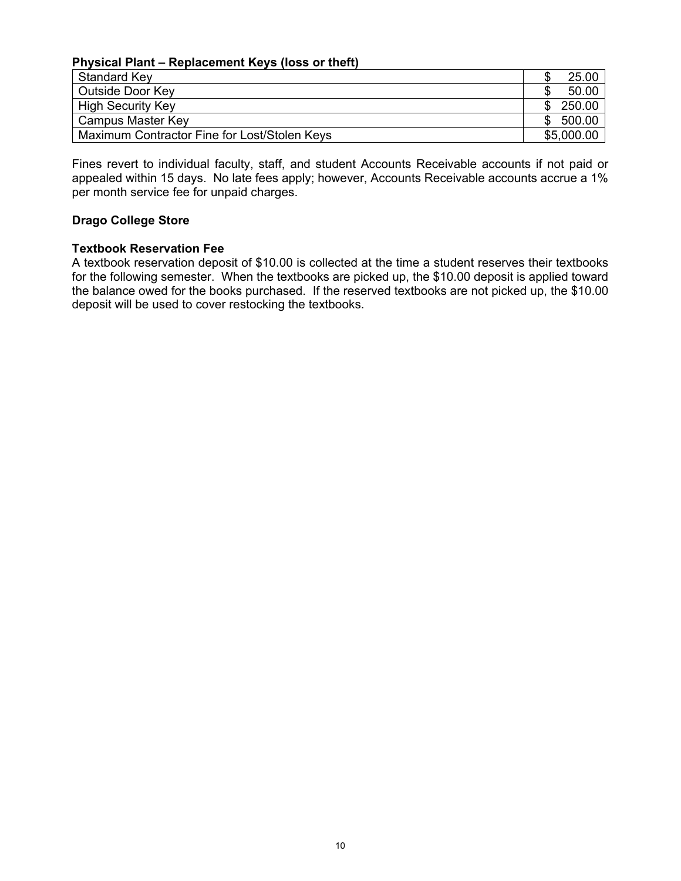**Physical Plant – Replacement Keys (loss or theft)**

| Item | Fee |
|---|---|
| Standard Key | $ 25.00 |
| Outside Door Key | $ 50.00 |
| High Security Key | $ 250.00 |
| Campus Master Key | $ 500.00 |
| Maximum Contractor Fine for Lost/Stolen Keys | $5,000.00 |

Fines revert to individual faculty, staff, and student Accounts Receivable accounts if not paid or appealed within 15 days. No late fees apply; however, Accounts Receivable accounts accrue a 1% per month service fee for unpaid charges.

**Drago College Store**

**Textbook Reservation Fee**

A textbook reservation deposit of $10.00 is collected at the time a student reserves their textbooks for the following semester. When the textbooks are picked up, the $10.00 deposit is applied toward the balance owed for the books purchased. If the reserved textbooks are not picked up, the $10.00 deposit will be used to cover restocking the textbooks.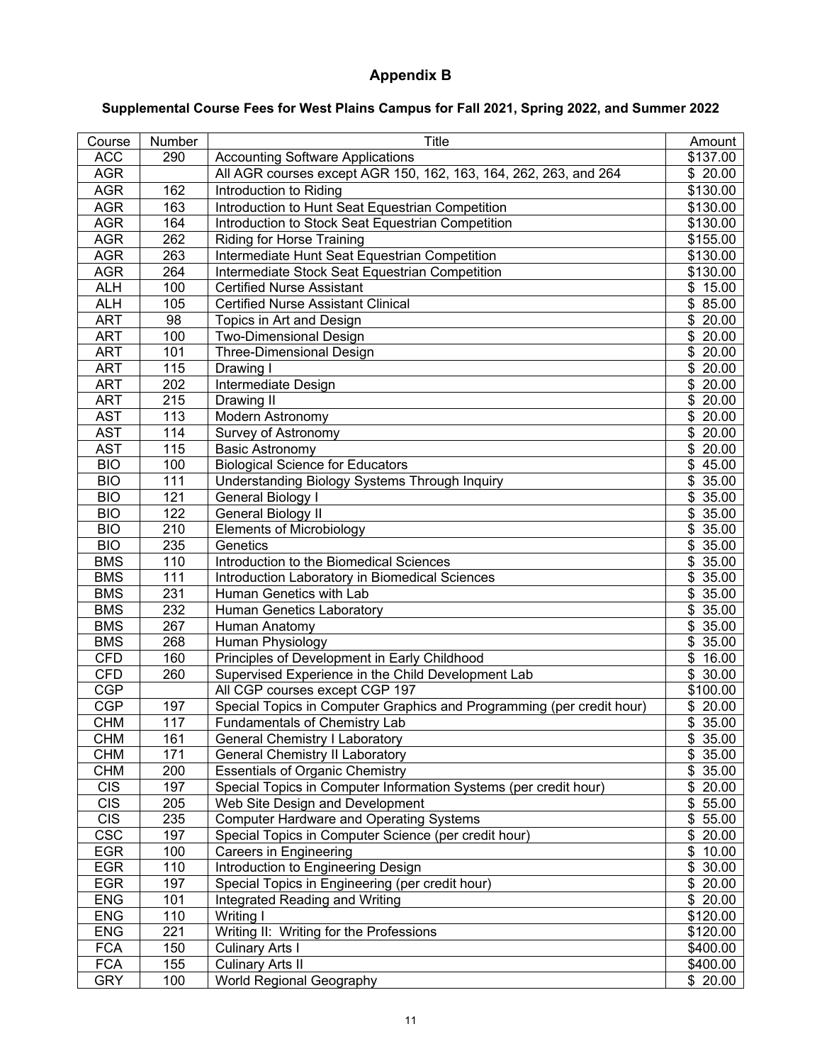# Appendix B

## Supplemental Course Fees for West Plains Campus for Fall 2021, Spring 2022, and Summer 2022

| Course | Number | Title | Amount |
|---|---|---|---|
| ACC | 290 | Accounting Software Applications | $137.00 |
| AGR | | All AGR courses except AGR 150, 162, 163, 164, 262, 263, and 264 | $ 20.00 |
| AGR | 162 | Introduction to Riding | $130.00 |
| AGR | 163 | Introduction to Hunt Seat Equestrian Competition | $130.00 |
| AGR | 164 | Introduction to Stock Seat Equestrian Competition | $130.00 |
| AGR | 262 | Riding for Horse Training | $155.00 |
| AGR | 263 | Intermediate Hunt Seat Equestrian Competition | $130.00 |
| AGR | 264 | Intermediate Stock Seat Equestrian Competition | $130.00 |
| ALH | 100 | Certified Nurse Assistant | $ 15.00 |
| ALH | 105 | Certified Nurse Assistant Clinical | $ 85.00 |
| ART | 98 | Topics in Art and Design | $ 20.00 |
| ART | 100 | Two-Dimensional Design | $ 20.00 |
| ART | 101 | Three-Dimensional Design | $ 20.00 |
| ART | 115 | Drawing I | $ 20.00 |
| ART | 202 | Intermediate Design | $ 20.00 |
| ART | 215 | Drawing II | $ 20.00 |
| AST | 113 | Modern Astronomy | $ 20.00 |
| AST | 114 | Survey of Astronomy | $ 20.00 |
| AST | 115 | Basic Astronomy | $ 20.00 |
| BIO | 100 | Biological Science for Educators | $ 45.00 |
| BIO | 111 | Understanding Biology Systems Through Inquiry | $ 35.00 |
| BIO | 121 | General Biology I | $ 35.00 |
| BIO | 122 | General Biology II | $ 35.00 |
| BIO | 210 | Elements of Microbiology | $ 35.00 |
| BIO | 235 | Genetics | $ 35.00 |
| BMS | 110 | Introduction to the Biomedical Sciences | $ 35.00 |
| BMS | 111 | Introduction Laboratory in Biomedical Sciences | $ 35.00 |
| BMS | 231 | Human Genetics with Lab | $ 35.00 |
| BMS | 232 | Human Genetics Laboratory | $ 35.00 |
| BMS | 267 | Human Anatomy | $ 35.00 |
| BMS | 268 | Human Physiology | $ 35.00 |
| CFD | 160 | Principles of Development in Early Childhood | $ 16.00 |
| CFD | 260 | Supervised Experience in the Child Development Lab | $ 30.00 |
| CGP | | All CGP courses except CGP 197 | $100.00 |
| CGP | 197 | Special Topics in Computer Graphics and Programming (per credit hour) | $ 20.00 |
| CHM | 117 | Fundamentals of Chemistry Lab | $ 35.00 |
| CHM | 161 | General Chemistry I Laboratory | $ 35.00 |
| CHM | 171 | General Chemistry II Laboratory | $ 35.00 |
| CHM | 200 | Essentials of Organic Chemistry | $ 35.00 |
| CIS | 197 | Special Topics in Computer Information Systems (per credit hour) | $ 20.00 |
| CIS | 205 | Web Site Design and Development | $ 55.00 |
| CIS | 235 | Computer Hardware and Operating Systems | $ 55.00 |
| CSC | 197 | Special Topics in Computer Science (per credit hour) | $ 20.00 |
| EGR | 100 | Careers in Engineering | $ 10.00 |
| EGR | 110 | Introduction to Engineering Design | $ 30.00 |
| EGR | 197 | Special Topics in Engineering (per credit hour) | $ 20.00 |
| ENG | 101 | Integrated Reading and Writing | $ 20.00 |
| ENG | 110 | Writing I | $120.00 |
| ENG | 221 | Writing II: Writing for the Professions | $120.00 |
| FCA | 150 | Culinary Arts I | $400.00 |
| FCA | 155 | Culinary Arts II | $400.00 |
| GRY | 100 | World Regional Geography | $ 20.00 |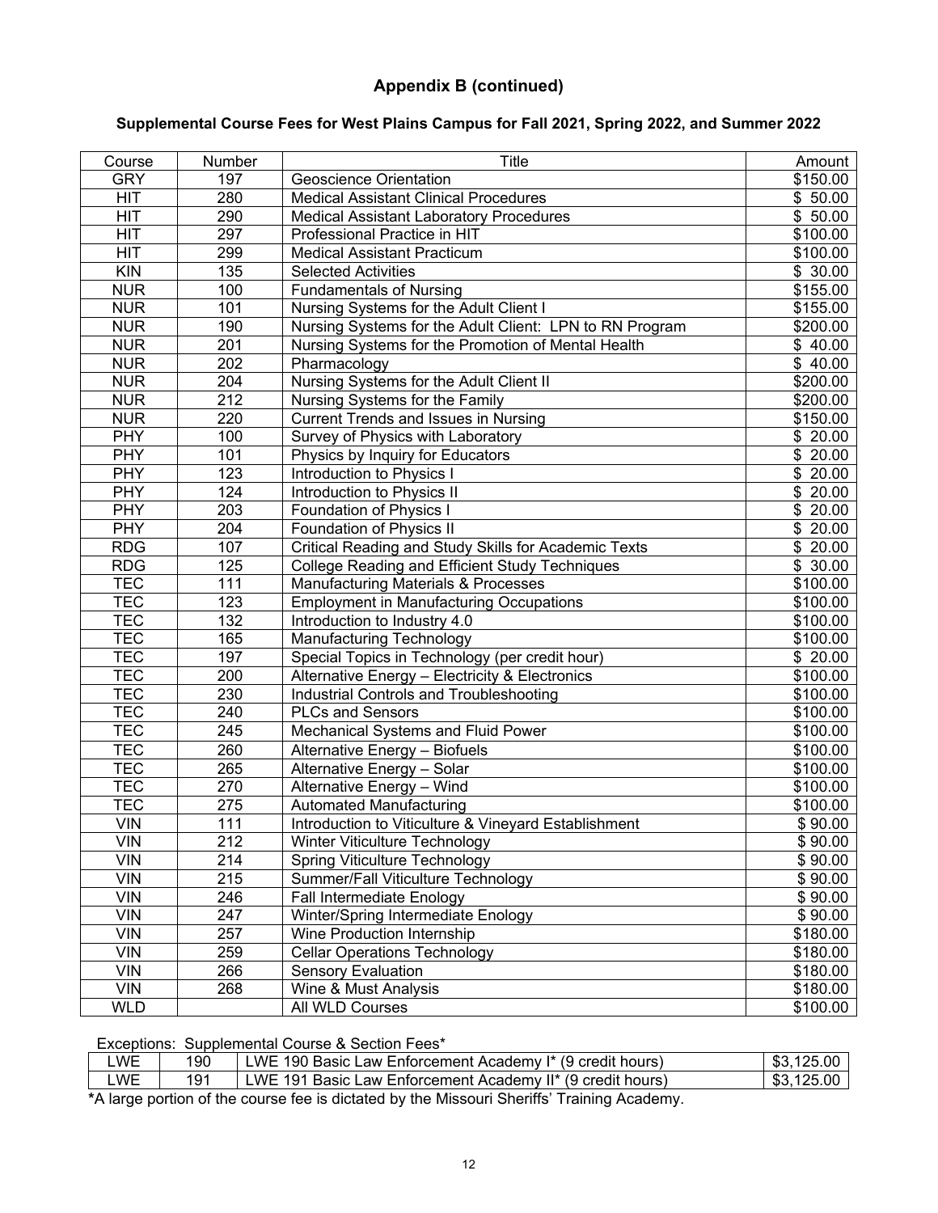## Appendix B (continued)

### Supplemental Course Fees for West Plains Campus for Fall 2021, Spring 2022, and Summer 2022

| Course | Number | Title | Amount |
|---|---|---|---|
| GRY | 197 | Geoscience Orientation | $150.00 |
| HIT | 280 | Medical Assistant Clinical Procedures | $ 50.00 |
| HIT | 290 | Medical Assistant Laboratory Procedures | $ 50.00 |
| HIT | 297 | Professional Practice in HIT | $100.00 |
| HIT | 299 | Medical Assistant Practicum | $100.00 |
| KIN | 135 | Selected Activities | $ 30.00 |
| NUR | 100 | Fundamentals of Nursing | $155.00 |
| NUR | 101 | Nursing Systems for the Adult Client I | $155.00 |
| NUR | 190 | Nursing Systems for the Adult Client: LPN to RN Program | $200.00 |
| NUR | 201 | Nursing Systems for the Promotion of Mental Health | $ 40.00 |
| NUR | 202 | Pharmacology | $ 40.00 |
| NUR | 204 | Nursing Systems for the Adult Client II | $200.00 |
| NUR | 212 | Nursing Systems for the Family | $200.00 |
| NUR | 220 | Current Trends and Issues in Nursing | $150.00 |
| PHY | 100 | Survey of Physics with Laboratory | $ 20.00 |
| PHY | 101 | Physics by Inquiry for Educators | $ 20.00 |
| PHY | 123 | Introduction to Physics I | $ 20.00 |
| PHY | 124 | Introduction to Physics II | $ 20.00 |
| PHY | 203 | Foundation of Physics I | $ 20.00 |
| PHY | 204 | Foundation of Physics II | $ 20.00 |
| RDG | 107 | Critical Reading and Study Skills for Academic Texts | $ 20.00 |
| RDG | 125 | College Reading and Efficient Study Techniques | $ 30.00 |
| TEC | 111 | Manufacturing Materials & Processes | $100.00 |
| TEC | 123 | Employment in Manufacturing Occupations | $100.00 |
| TEC | 132 | Introduction to Industry 4.0 | $100.00 |
| TEC | 165 | Manufacturing Technology | $100.00 |
| TEC | 197 | Special Topics in Technology (per credit hour) | $ 20.00 |
| TEC | 200 | Alternative Energy – Electricity & Electronics | $100.00 |
| TEC | 230 | Industrial Controls and Troubleshooting | $100.00 |
| TEC | 240 | PLCs and Sensors | $100.00 |
| TEC | 245 | Mechanical Systems and Fluid Power | $100.00 |
| TEC | 260 | Alternative Energy – Biofuels | $100.00 |
| TEC | 265 | Alternative Energy – Solar | $100.00 |
| TEC | 270 | Alternative Energy – Wind | $100.00 |
| TEC | 275 | Automated Manufacturing | $100.00 |
| VIN | 111 | Introduction to Viticulture & Vineyard Establishment | $ 90.00 |
| VIN | 212 | Winter Viticulture Technology | $ 90.00 |
| VIN | 214 | Spring Viticulture Technology | $ 90.00 |
| VIN | 215 | Summer/Fall Viticulture Technology | $ 90.00 |
| VIN | 246 | Fall Intermediate Enology | $ 90.00 |
| VIN | 247 | Winter/Spring Intermediate Enology | $ 90.00 |
| VIN | 257 | Wine Production Internship | $180.00 |
| VIN | 259 | Cellar Operations Technology | $180.00 |
| VIN | 266 | Sensory Evaluation | $180.00 |
| VIN | 268 | Wine & Must Analysis | $180.00 |
| WLD | | All WLD Courses | $100.00 |

Exceptions: Supplemental Course & Section Fees*

| | | | |
|---|---|---|---|
| LWE | 190 | LWE 190 Basic Law Enforcement Academy I* (9 credit hours) | $3,125.00 |
| LWE | 191 | LWE 191 Basic Law Enforcement Academy II* (9 credit hours) | $3,125.00 |

*A large portion of the course fee is dictated by the Missouri Sheriffs' Training Academy.